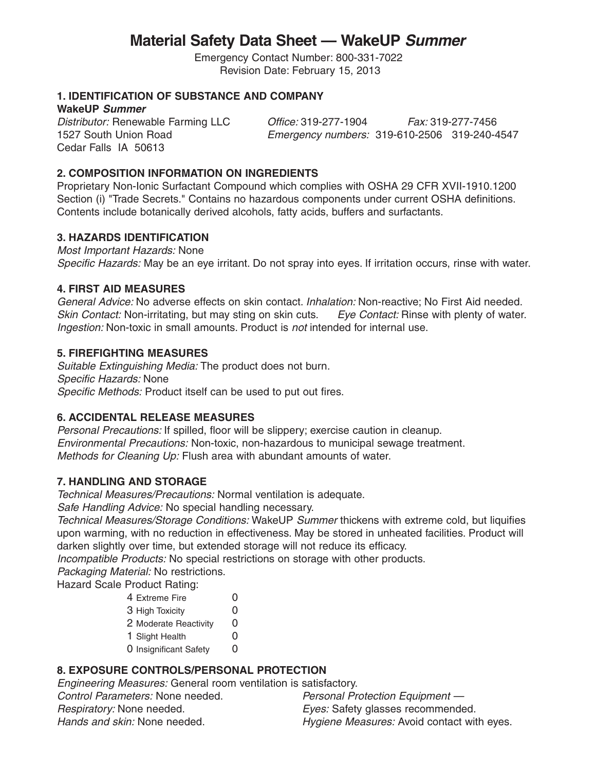# Material Safety Data Sheet — WakeUP *Summer*

Emergency Contact Number: 800-331-7022
Revision Date: February 15, 2013

## 1. IDENTIFICATION OF SUBSTANCE AND COMPANY

**WakeUP *Summer***

*Distributor:* Renewable Farming LLC
1527 South Union Road
Cedar Falls IA 50613

*Office:* 319-277-1904 *Fax:* 319-277-7456
*Emergency numbers:* 319-610-2506 319-240-4547

## 2. COMPOSITION INFORMATION ON INGREDIENTS

Proprietary Non-Ionic Surfactant Compound which complies with OSHA 29 CFR XVII-1910.1200 Section (i) "Trade Secrets." Contains no hazardous components under current OSHA definitions. Contents include botanically derived alcohols, fatty acids, buffers and surfactants.

## 3. HAZARDS IDENTIFICATION

*Most Important Hazards:* None
*Specific Hazards:* May be an eye irritant. Do not spray into eyes. If irritation occurs, rinse with water.

## 4. FIRST AID MEASURES

*General Advice:* No adverse effects on skin contact. *Inhalation:* Non-reactive; No First Aid needed.
*Skin Contact:* Non-irritating, but may sting on skin cuts. *Eye Contact:* Rinse with plenty of water.
*Ingestion:* Non-toxic in small amounts. Product is *not* intended for internal use.

## 5. FIREFIGHTING MEASURES

*Suitable Extinguishing Media:* The product does not burn.
*Specific Hazards:* None
*Specific Methods:* Product itself can be used to put out fires.

## 6. ACCIDENTAL RELEASE MEASURES

*Personal Precautions:* If spilled, floor will be slippery; exercise caution in cleanup.
*Environmental Precautions:* Non-toxic, non-hazardous to municipal sewage treatment.
*Methods for Cleaning Up:* Flush area with abundant amounts of water.

## 7. HANDLING AND STORAGE

*Technical Measures/Precautions:* Normal ventilation is adequate.
*Safe Handling Advice:* No special handling necessary.
*Technical Measures/Storage Conditions:* WakeUP *Summer* thickens with extreme cold, but liquifies upon warming, with no reduction in effectiveness. May be stored in unheated facilities. Product will darken slightly over time, but extended storage will not reduce its efficacy.
*Incompatible Products:* No special restrictions on storage with other products.
*Packaging Material:* No restrictions.
Hazard Scale Product Rating:

| Hazard Scale | Rating |
|---|---|
| 4 Extreme Fire | 0 |
| 3 High Toxicity | 0 |
| 2 Moderate Reactivity | 0 |
| 1 Slight Health | 0 |
| 0 Insignificant Safety | 0 |

## 8. EXPOSURE CONTROLS/PERSONAL PROTECTION

*Engineering Measures:* General room ventilation is satisfactory.
*Control Parameters:* None needed.
*Respiratory:* None needed.
*Hands and skin:* None needed.
*Personal Protection Equipment —*
*Eyes:* Safety glasses recommended.
*Hygiene Measures:* Avoid contact with eyes.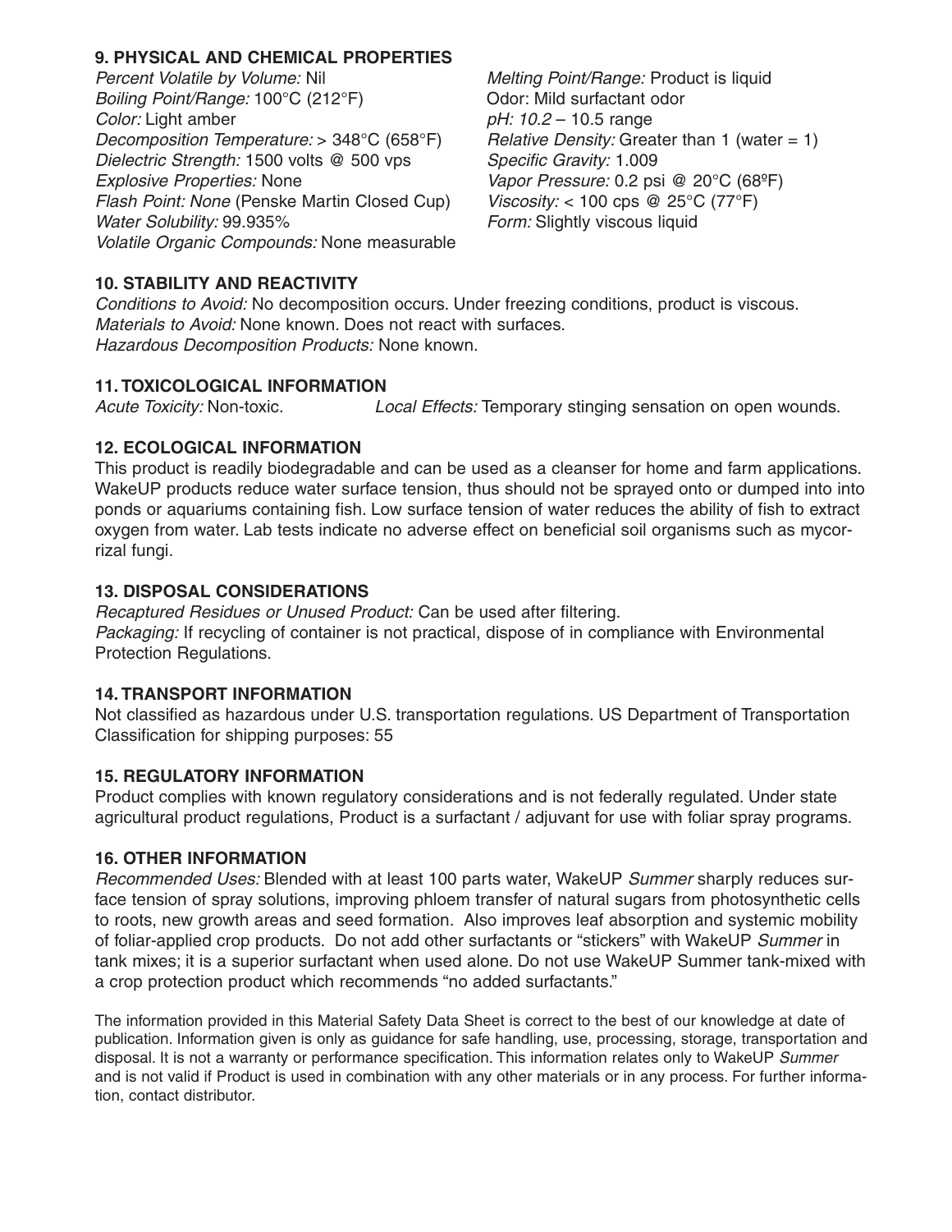## 9. PHYSICAL AND CHEMICAL PROPERTIES

*Percent Volatile by Volume:* Nil
*Boiling Point/Range:* 100°C (212°F)
*Color:* Light amber
*Decomposition Temperature:* > 348°C (658°F)
*Dielectric Strength:* 1500 volts @ 500 vps
*Explosive Properties:* None
*Flash Point: None* (Penske Martin Closed Cup)
*Water Solubility:* 99.935%
*Volatile Organic Compounds:* None measurable
*Melting Point/Range:* Product is liquid
Odor: Mild surfactant odor
*pH: 10.2* – 10.5 range
*Relative Density:* Greater than 1 (water = 1)
*Specific Gravity:* 1.009
*Vapor Pressure:* 0.2 psi @ 20°C (68ºF)
*Viscosity:* < 100 cps @ 25°C (77°F)
*Form:* Slightly viscous liquid

## 10. STABILITY AND REACTIVITY

*Conditions to Avoid:* No decomposition occurs. Under freezing conditions, product is viscous.
*Materials to Avoid:* None known. Does not react with surfaces.
*Hazardous Decomposition Products:* None known.

## 11. TOXICOLOGICAL INFORMATION

*Acute Toxicity:* Non-toxic.
*Local Effects:* Temporary stinging sensation on open wounds.

## 12. ECOLOGICAL INFORMATION

This product is readily biodegradable and can be used as a cleanser for home and farm applications. WakeUP products reduce water surface tension, thus should not be sprayed onto or dumped into into ponds or aquariums containing fish. Low surface tension of water reduces the ability of fish to extract oxygen from water. Lab tests indicate no adverse effect on beneficial soil organisms such as mycorrizal fungi.

## 13. DISPOSAL CONSIDERATIONS

*Recaptured Residues or Unused Product:* Can be used after filtering.
*Packaging:* If recycling of container is not practical, dispose of in compliance with Environmental Protection Regulations.

## 14. TRANSPORT INFORMATION

Not classified as hazardous under U.S. transportation regulations. US Department of Transportation Classification for shipping purposes: 55

## 15. REGULATORY INFORMATION

Product complies with known regulatory considerations and is not federally regulated. Under state agricultural product regulations, Product is a surfactant / adjuvant for use with foliar spray programs.

## 16. OTHER INFORMATION

*Recommended Uses:* Blended with at least 100 parts water, WakeUP *Summer* sharply reduces surface tension of spray solutions, improving phloem transfer of natural sugars from photosynthetic cells to roots, new growth areas and seed formation. Also improves leaf absorption and systemic mobility of foliar-applied crop products. Do not add other surfactants or "stickers" with WakeUP *Summer* in tank mixes; it is a superior surfactant when used alone. Do not use WakeUP Summer tank-mixed with a crop protection product which recommends "no added surfactants."

The information provided in this Material Safety Data Sheet is correct to the best of our knowledge at date of publication. Information given is only as guidance for safe handling, use, processing, storage, transportation and disposal. It is not a warranty or performance specification. This information relates only to WakeUP *Summer* and is not valid if Product is used in combination with any other materials or in any process. For further information, contact distributor.